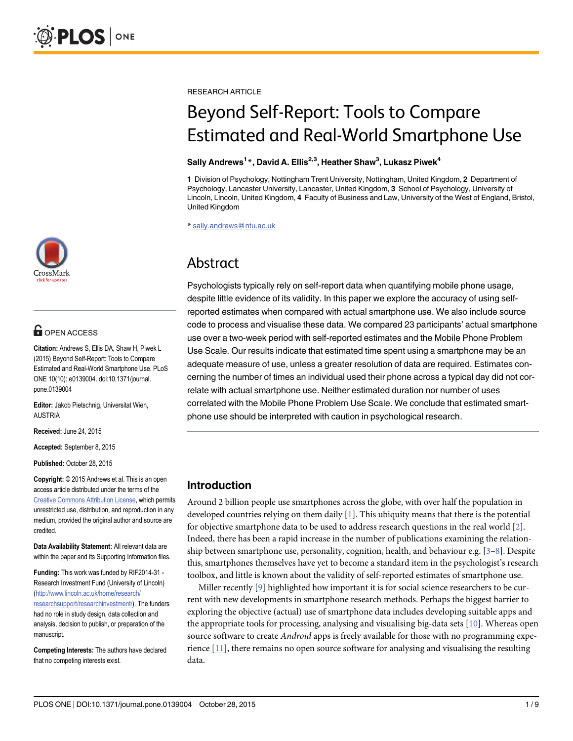RESEARCH ARTICLE

# Beyond Self-Report: Tools to Compare Estimated and Real-World Smartphone Use

**Sally Andrews[1]*, David A. Ellis[2,3], Heather Shaw[3], Lukasz Piwek[4]**

**1** Division of Psychology, Nottingham Trent University, Nottingham, United Kingdom, **2** Department of Psychology, Lancaster University, Lancaster, United Kingdom, **3** School of Psychology, University of Lincoln, Lincoln, United Kingdom, **4** Faculty of Business and Law, University of the West of England, Bristol, United Kingdom

* sally.andrews@ntu.ac.uk

OPEN ACCESS

**Citation:** Andrews S, Ellis DA, Shaw H, Piwek L (2015) Beyond Self-Report: Tools to Compare Estimated and Real-World Smartphone Use. PLoS ONE 10(10): e0139004. doi:10.1371/journal.pone.0139004

**Editor:** Jakob Pietschnig, Universitat Wien, AUSTRIA

**Received:** June 24, 2015

**Accepted:** September 8, 2015

**Published:** October 28, 2015

**Copyright:** © 2015 Andrews et al. This is an open access article distributed under the terms of the Creative Commons Attribution License, which permits unrestricted use, distribution, and reproduction in any medium, provided the original author and source are credited.

**Data Availability Statement:** All relevant data are within the paper and its Supporting Information files.

**Funding:** This work was funded by RIF2014-31 - Research Investment Fund (University of Lincoln) (http://www.lincoln.ac.uk/home/research/researchsupport/researchinvestment/). The funders had no role in study design, data collection and analysis, decision to publish, or preparation of the manuscript.

**Competing Interests:** The authors have declared that no competing interests exist.

## Abstract

Psychologists typically rely on self-report data when quantifying mobile phone usage, despite little evidence of its validity. In this paper we explore the accuracy of using self-reported estimates when compared with actual smartphone use. We also include source code to process and visualise these data. We compared 23 participants' actual smartphone use over a two-week period with self-reported estimates and the Mobile Phone Problem Use Scale. Our results indicate that estimated time spent using a smartphone may be an adequate measure of use, unless a greater resolution of data are required. Estimates concerning the number of times an individual used their phone across a typical day did not correlate with actual smartphone use. Neither estimated duration nor number of uses correlated with the Mobile Phone Problem Use Scale. We conclude that estimated smartphone use should be interpreted with caution in psychological research.

## Introduction

Around 2 billion people use smartphones across the globe, with over half the population in developed countries relying on them daily [1]. This ubiquity means that there is the potential for objective smartphone data to be used to address research questions in the real world [2]. Indeed, there has been a rapid increase in the number of publications examining the relationship between smartphone use, personality, cognition, health, and behaviour e.g. [3–8]. Despite this, smartphones themselves have yet to become a standard item in the psychologist's research toolbox, and little is known about the validity of self-reported estimates of smartphone use.

Miller recently [9] highlighted how important it is for social science researchers to be current with new developments in smartphone research methods. Perhaps the biggest barrier to exploring the objective (actual) use of smartphone data includes developing suitable apps and the appropriate tools for processing, analysing and visualising big-data sets [10]. Whereas open source software to create *Android* apps is freely available for those with no programming experience [11], there remains no open source software for analysing and visualising the resulting data.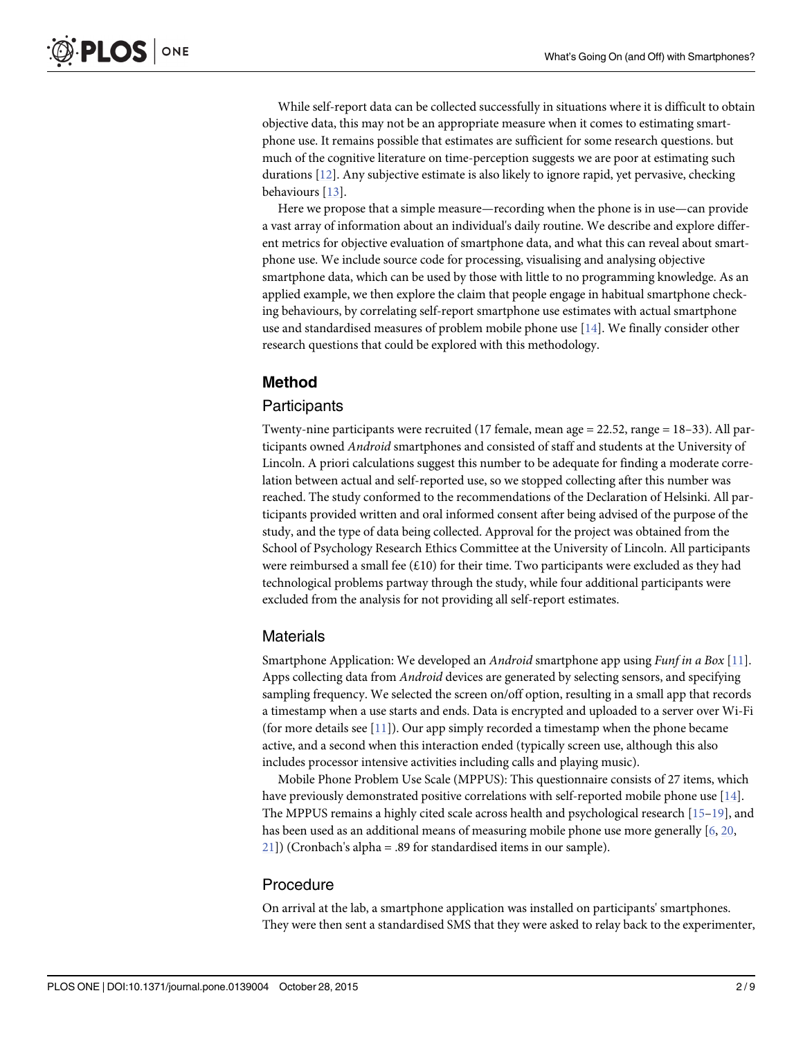While self-report data can be collected successfully in situations where it is difficult to obtain objective data, this may not be an appropriate measure when it comes to estimating smartphone use. It remains possible that estimates are sufficient for some research questions. but much of the cognitive literature on time-perception suggests we are poor at estimating such durations [12]. Any subjective estimate is also likely to ignore rapid, yet pervasive, checking behaviours [13].

Here we propose that a simple measure—recording when the phone is in use—can provide a vast array of information about an individual's daily routine. We describe and explore different metrics for objective evaluation of smartphone data, and what this can reveal about smartphone use. We include source code for processing, visualising and analysing objective smartphone data, which can be used by those with little to no programming knowledge. As an applied example, we then explore the claim that people engage in habitual smartphone checking behaviours, by correlating self-report smartphone use estimates with actual smartphone use and standardised measures of problem mobile phone use [14]. We finally consider other research questions that could be explored with this methodology.

## Method

### Participants

Twenty-nine participants were recruited (17 female, mean age = 22.52, range = 18–33). All participants owned *Android* smartphones and consisted of staff and students at the University of Lincoln. A priori calculations suggest this number to be adequate for finding a moderate correlation between actual and self-reported use, so we stopped collecting after this number was reached. The study conformed to the recommendations of the Declaration of Helsinki. All participants provided written and oral informed consent after being advised of the purpose of the study, and the type of data being collected. Approval for the project was obtained from the School of Psychology Research Ethics Committee at the University of Lincoln. All participants were reimbursed a small fee (£10) for their time. Two participants were excluded as they had technological problems partway through the study, while four additional participants were excluded from the analysis for not providing all self-report estimates.

### Materials

Smartphone Application: We developed an *Android* smartphone app using *Funf in a Box* [11]. Apps collecting data from *Android* devices are generated by selecting sensors, and specifying sampling frequency. We selected the screen on/off option, resulting in a small app that records a timestamp when a use starts and ends. Data is encrypted and uploaded to a server over Wi-Fi (for more details see [11]). Our app simply recorded a timestamp when the phone became active, and a second when this interaction ended (typically screen use, although this also includes processor intensive activities including calls and playing music).

Mobile Phone Problem Use Scale (MPPUS): This questionnaire consists of 27 items, which have previously demonstrated positive correlations with self-reported mobile phone use [14]. The MPPUS remains a highly cited scale across health and psychological research [15–19], and has been used as an additional means of measuring mobile phone use more generally [6, 20, 21]) (Cronbach's alpha = .89 for standardised items in our sample).

### Procedure

On arrival at the lab, a smartphone application was installed on participants' smartphones. They were then sent a standardised SMS that they were asked to relay back to the experimenter,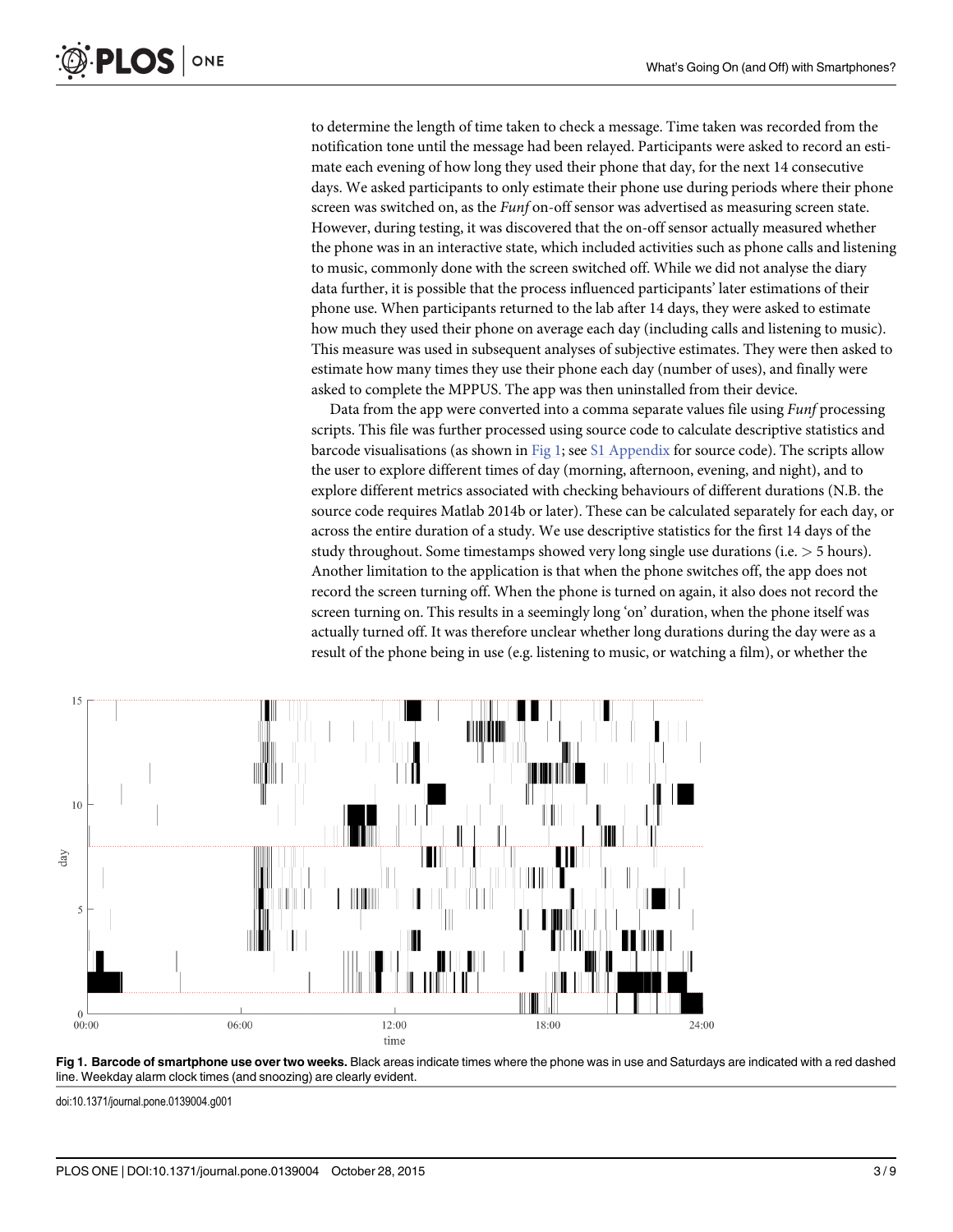to determine the length of time taken to check a message. Time taken was recorded from the notification tone until the message had been relayed. Participants were asked to record an estimate each evening of how long they used their phone that day, for the next 14 consecutive days. We asked participants to only estimate their phone use during periods where their phone screen was switched on, as the *Funf* on-off sensor was advertised as measuring screen state. However, during testing, it was discovered that the on-off sensor actually measured whether the phone was in an interactive state, which included activities such as phone calls and listening to music, commonly done with the screen switched off. While we did not analyse the diary data further, it is possible that the process influenced participants' later estimations of their phone use. When participants returned to the lab after 14 days, they were asked to estimate how much they used their phone on average each day (including calls and listening to music). This measure was used in subsequent analyses of subjective estimates. They were then asked to estimate how many times they use their phone each day (number of uses), and finally were asked to complete the MPPUS. The app was then uninstalled from their device.

Data from the app were converted into a comma separated values file using *Funf* processing scripts. This file was further processed using source code to calculate descriptive statistics and barcode visualisations (as shown in Fig 1; see S1 Appendix for source code). The scripts allow the user to explore different times of day (morning, afternoon, evening, and night), and to explore different metrics associated with checking behaviours of different durations (N.B. the source code requires Matlab 2014b or later). These can be calculated separately for each day, or across the entire duration of a study. We use descriptive statistics for the first 14 days of the study throughout. Some timestamps showed very long single use durations (i.e. > 5 hours). Another limitation to the application is that when the phone switches off, the app does not record the screen turning off. When the phone is turned on again, it also does not record the screen turning on. This results in a seemingly long 'on' duration, when the phone itself was actually turned off. It was therefore unclear whether long durations during the day were as a result of the phone being in use (e.g. listening to music, or watching a film), or whether the

**Fig 1. Barcode of smartphone use over two weeks.** Black areas indicate times where the phone was in use and Saturdays are indicated with a red dashed line. Weekday alarm clock times (and snoozing) are clearly evident.

doi:10.1371/journal.pone.0139004.g001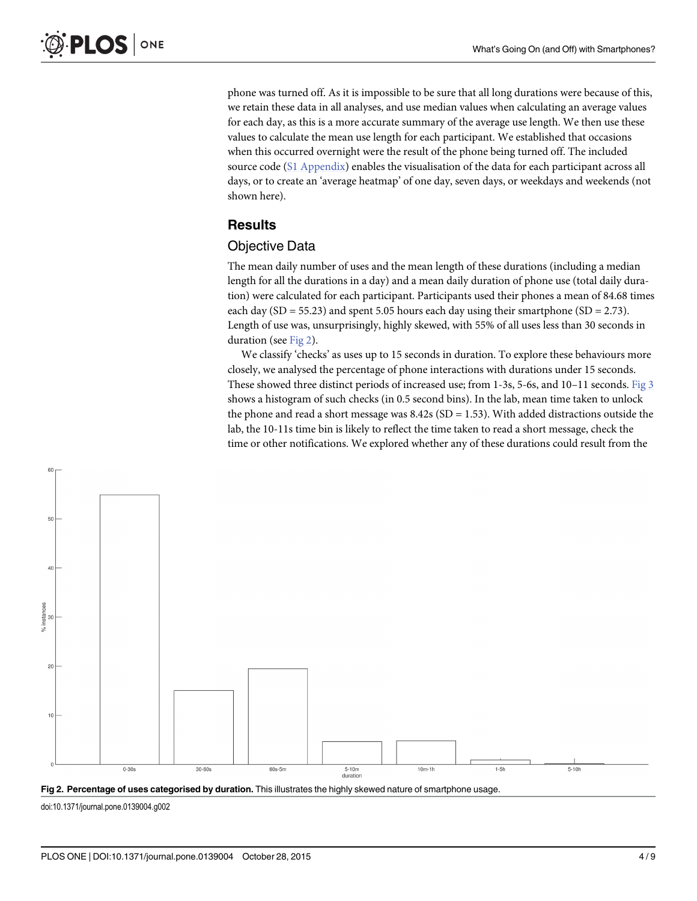phone was turned off. As it is impossible to be sure that all long durations were because of this, we retain these data in all analyses, and use median values when calculating an average values for each day, as this is a more accurate summary of the average use length. We then use these values to calculate the mean use length for each participant. We established that occasions when this occurred overnight were the result of the phone being turned off. The included source code (S1 Appendix) enables the visualisation of the data for each participant across all days, or to create an 'average heatmap' of one day, seven days, or weekdays and weekends (not shown here).

## Results

### Objective Data

The mean daily number of uses and the mean length of these durations (including a median length for all the durations in a day) and a mean daily duration of phone use (total daily duration) were calculated for each participant. Participants used their phones a mean of 84.68 times each day (SD = 55.23) and spent 5.05 hours each day using their smartphone (SD = 2.73). Length of use was, unsurprisingly, highly skewed, with 55% of all uses less than 30 seconds in duration (see Fig 2).

We classify 'checks' as uses up to 15 seconds in duration. To explore these behaviours more closely, we analysed the percentage of phone interactions with durations under 15 seconds. These showed three distinct periods of increased use; from 1-3s, 5-6s, and 10–11 seconds. Fig 3 shows a histogram of such checks (in 0.5 second bins). In the lab, mean time taken to unlock the phone and read a short message was 8.42s (SD = 1.53). With added distractions outside the lab, the 10-11s time bin is likely to reflect the time taken to read a short message, check the time or other notifications. We explored whether any of these durations could result from the

**Fig 2. Percentage of uses categorised by duration.** This illustrates the highly skewed nature of smartphone usage.

doi:10.1371/journal.pone.0139004.g002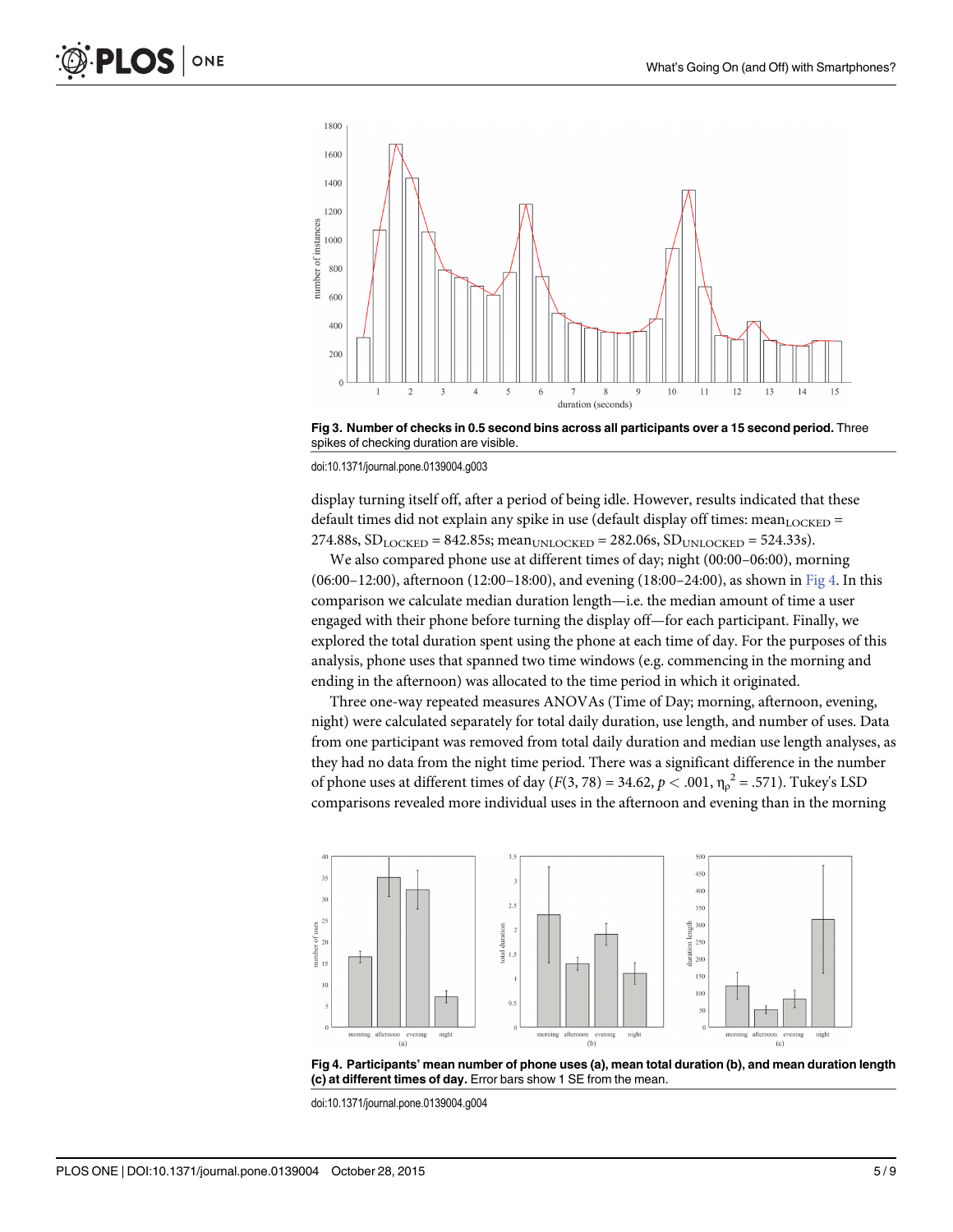Fig 3. **Number of checks in 0.5 second bins across all participants over a 15 second period.** Three spikes of checking duration are visible.

doi:10.1371/journal.pone.0139004.g003

display turning itself off, after a period of being idle. However, results indicated that these default times did not explain any spike in use (default display off times: $mean_{LOCKED}$ = 274.88s, $SD_{LOCKED}$ = 842.85s; $mean_{UNLOCKED}$ = 282.06s, $SD_{UNLOCKED}$ = 524.33s).

We also compared phone use at different times of day; night (00:00–06:00), morning (06:00–12:00), afternoon (12:00–18:00), and evening (18:00–24:00), as shown in Fig 4. In this comparison we calculate median duration length—i.e. the median amount of time a user engaged with their phone before turning the display off—for each participant. Finally, we explored the total duration spent using the phone at each time of day. For the purposes of this analysis, phone uses that spanned two time windows (e.g. commencing in the morning and ending in the afternoon) was allocated to the time period in which it originated.

Three one-way repeated measures ANOVAs (Time of Day; morning, afternoon, evening, night) were calculated separately for total daily duration, use length, and number of uses. Data from one participant was removed from total daily duration and median use length analyses, as they had no data from the night time period. There was a significant difference in the number of phone uses at different times of day ($F(3, 78) = 34.62$, $p < .001$, $\eta_\rho^2 = .571$). Tukey's LSD comparisons revealed more individual uses in the afternoon and evening than in the morning

**Fig 4. Participants' mean number of phone uses (a), mean total duration (b), and mean duration length (c) at different times of day.** Error bars show 1 SE from the mean.

doi:10.1371/journal.pone.0139004.g004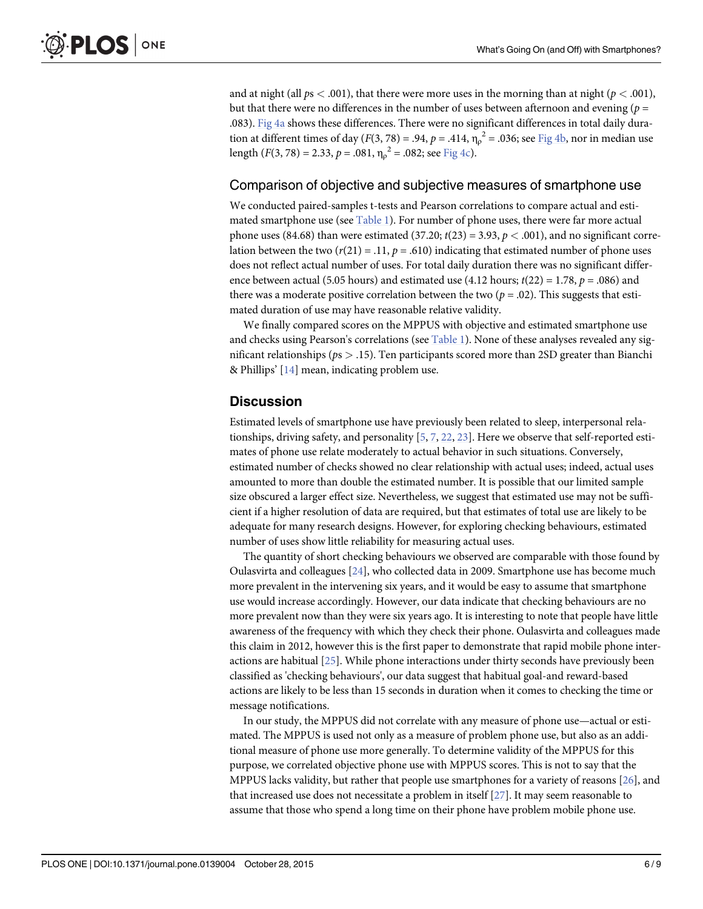and at night (all $ps < .001$), that there were more uses in the morning than at night ($p < .001$), but that there were no differences in the number of uses between afternoon and evening ($p = .083$). Fig 4a shows these differences. There were no significant differences in total daily duration at different times of day ($F(3, 78) = .94$, $p = .414$, $\eta_\rho^2 = .036$; see Fig 4b, nor in median use length ($F(3, 78) = 2.33$, $p = .081$, $\eta_\rho^2 = .082$; see Fig 4c).

## Comparison of objective and subjective measures of smartphone use

We conducted paired-samples t-tests and Pearson correlations to compare actual and estimated smartphone use (see Table 1). For number of phone uses, there were far more actual phone uses (84.68) than were estimated (37.20; $t(23) = 3.93$, $p < .001$), and no significant correlation between the two ($r(21) = .11$, $p = .610$) indicating that estimated number of phone uses does not reflect actual number of uses. For total daily duration there was no significant difference between actual (5.05 hours) and estimated use (4.12 hours; $t(22) = 1.78$, $p = .086$) and there was a moderate positive correlation between the two ($p = .02$). This suggests that estimated duration of use may have reasonable relative validity.

We finally compared scores on the MPPUS with objective and estimated smartphone use and checks using Pearson's correlations (see Table 1). None of these analyses revealed any significant relationships ($ps > .15$). Ten participants scored more than 2SD greater than Bianchi & Phillips' [14] mean, indicating problem use.

## Discussion

Estimated levels of smartphone use have previously been related to sleep, interpersonal relationships, driving safety, and personality [5, 7, 22, 23]. Here we observe that self-reported estimates of phone use relate moderately to actual behavior in such situations. Conversely, estimated number of checks showed no clear relationship with actual uses; indeed, actual uses amounted to more than double the estimated number. It is possible that our limited sample size obscured a larger effect size. Nevertheless, we suggest that estimated use may not be sufficient if a higher resolution of data are required, but that estimates of total use are likely to be adequate for many research designs. However, for exploring checking behaviours, estimated number of uses show little reliability for measuring actual uses.

The quantity of short checking behaviours we observed are comparable with those found by Oulasvirta and colleagues [24], who collected data in 2009. Smartphone use has become much more prevalent in the intervening six years, and it would be easy to assume that smartphone use would increase accordingly. However, our data indicate that checking behaviours are no more prevalent now than they were six years ago. It is interesting to note that people have little awareness of the frequency with which they check their phone. Oulasvirta and colleagues made this claim in 2012, however this is the first paper to demonstrate that rapid mobile phone interactions are habitual [25]. While phone interactions under thirty seconds have previously been classified as 'checking behaviours', our data suggest that habitual goal-and reward-based actions are likely to be less than 15 seconds in duration when it comes to checking the time or message notifications.

In our study, the MPPUS did not correlate with any measure of phone use—actual or estimated. The MPPUS is used not only as a measure of problem phone use, but also as an additional measure of phone use more generally. To determine validity of the MPPUS for this purpose, we correlated objective phone use with MPPUS scores. This is not to say that the MPPUS lacks validity, but rather that people use smartphones for a variety of reasons [26], and that increased use does not necessitate a problem in itself [27]. It may seem reasonable to assume that those who spend a long time on their phone have problem mobile phone use.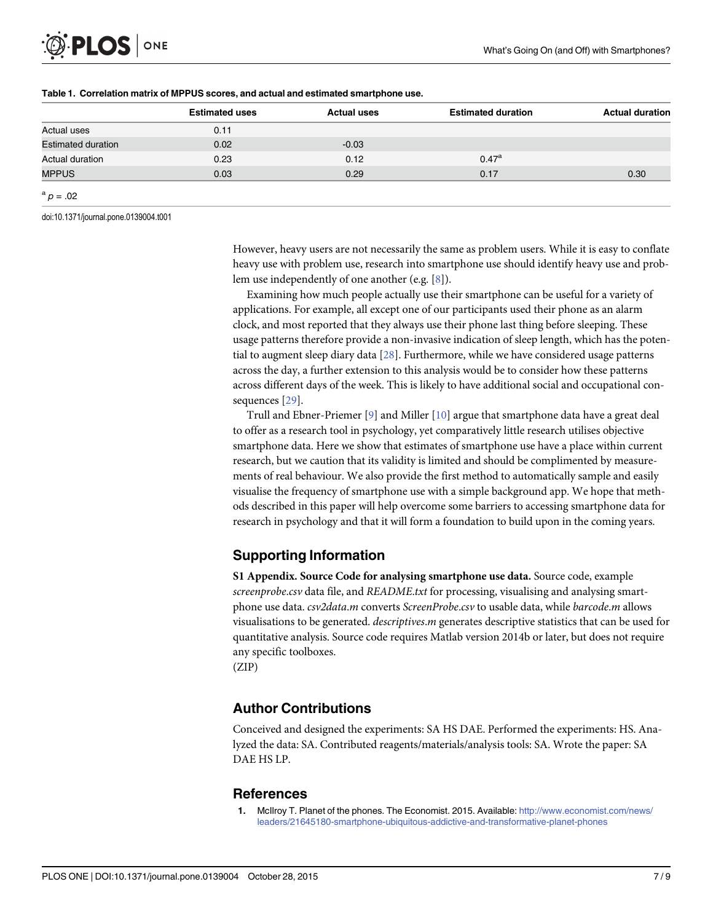**Table 1. Correlation matrix of MPPUS scores, and actual and estimated smartphone use.**

| | Estimated uses | Actual uses | Estimated duration | Actual duration |
|---|---|---|---|---|
| Actual uses | 0.11 | | | |
| Estimated duration | 0.02 | -0.03 | | |
| Actual duration | 0.23 | 0.12 | 0.47[a] | |
| MPPUS | 0.03 | 0.29 | 0.17 | 0.30 |

[a] $p = .02$

doi:10.1371/journal.pone.0139004.t001

However, heavy users are not necessarily the same as problem users. While it is easy to conflate heavy use with problem use, research into smartphone use should identify heavy use and problem use independently of one another (e.g. [8]).

Examining how much people actually use their smartphone can be useful for a variety of applications. For example, all except one of our participants used their phone as an alarm clock, and most reported that they always use their phone last thing before sleeping. These usage patterns therefore provide a non-invasive indication of sleep length, which has the potential to augment sleep diary data [28]. Furthermore, while we have considered usage patterns across the day, a further extension to this analysis would be to consider how these patterns across different days of the week. This is likely to have additional social and occupational consequences [29].

Trull and Ebner-Priemer [9] and Miller [10] argue that smartphone data have a great deal to offer as a research tool in psychology, yet comparatively little research utilises objective smartphone data. Here we show that estimates of smartphone use have a place within current research, but we caution that its validity is limited and should be complimented by measurements of real behaviour. We also provide the first method to automatically sample and easily visualise the frequency of smartphone use with a simple background app. We hope that methods described in this paper will help overcome some barriers to accessing smartphone data for research in psychology and that it will form a foundation to build upon in the coming years.

## Supporting Information

**S1 Appendix. Source Code for analysing smartphone use data.** Source code, example *screenprobe.csv* data file, and *README.txt* for processing, visualising and analysing smartphone use data. *csv2data.m* converts *ScreenProbe.csv* to usable data, while *barcode.m* allows visualisations to be generated. *descriptives.m* generates descriptive statistics that can be used for quantitative analysis. Source code requires Matlab version 2014b or later, but does not require any specific toolboxes.
(ZIP)

## Author Contributions

Conceived and designed the experiments: SA HS DAE. Performed the experiments: HS. Analyzed the data: SA. Contributed reagents/materials/analysis tools: SA. Wrote the paper: SA DAE HS LP.

## References

1. McIlroy T. Planet of the phones. The Economist. 2015. Available: http://www.economist.com/news/leaders/21645180-smartphone-ubiquitous-addictive-and-transformative-planet-phones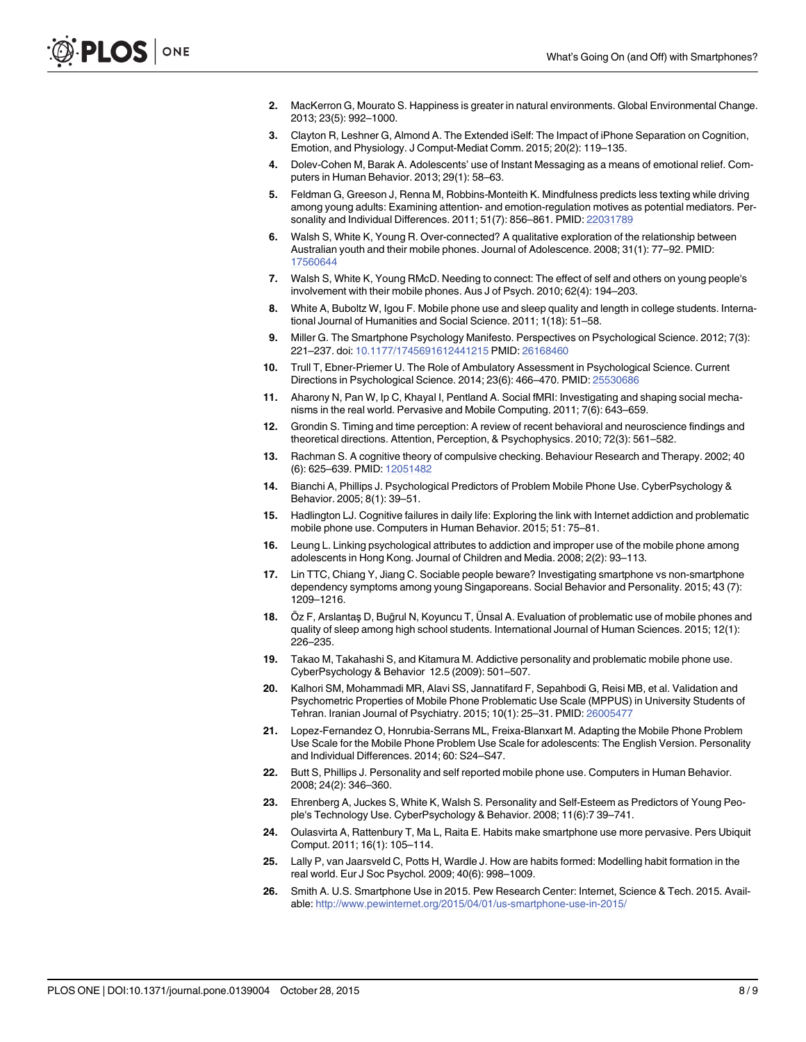2. MacKerron G, Mourato S. Happiness is greater in natural environments. Global Environmental Change. 2013; 23(5): 992–1000.
3. Clayton R, Leshner G, Almond A. The Extended iSelf: The Impact of iPhone Separation on Cognition, Emotion, and Physiology. J Comput-Mediat Comm. 2015; 20(2): 119–135.
4. Dolev-Cohen M, Barak A. Adolescents' use of Instant Messaging as a means of emotional relief. Computers in Human Behavior. 2013; 29(1): 58–63.
5. Feldman G, Greeson J, Renna M, Robbins-Monteith K. Mindfulness predicts less texting while driving among young adults: Examining attention- and emotion-regulation motives as potential mediators. Personality and Individual Differences. 2011; 51(7): 856–861. PMID: 22031789
6. Walsh S, White K, Young R. Over-connected? A qualitative exploration of the relationship between Australian youth and their mobile phones. Journal of Adolescence. 2008; 31(1): 77–92. PMID: 17560644
7. Walsh S, White K, Young RMcD. Needing to connect: The effect of self and others on young people's involvement with their mobile phones. Aus J of Psych. 2010; 62(4): 194–203.
8. White A, Buboltz W, Igou F. Mobile phone use and sleep quality and length in college students. International Journal of Humanities and Social Science. 2011; 1(18): 51–58.
9. Miller G. The Smartphone Psychology Manifesto. Perspectives on Psychological Science. 2012; 7(3): 221–237. doi: 10.1177/1745691612441215 PMID: 26168460
10. Trull T, Ebner-Priemer U. The Role of Ambulatory Assessment in Psychological Science. Current Directions in Psychological Science. 2014; 23(6): 466–470. PMID: 25530686
11. Aharony N, Pan W, Ip C, Khayal I, Pentland A. Social fMRI: Investigating and shaping social mechanisms in the real world. Pervasive and Mobile Computing. 2011; 7(6): 643–659.
12. Grondin S. Timing and time perception: A review of recent behavioral and neuroscience findings and theoretical directions. Attention, Perception, & Psychophysics. 2010; 72(3): 561–582.
13. Rachman S. A cognitive theory of compulsive checking. Behaviour Research and Therapy. 2002; 40 (6): 625–639. PMID: 12051482
14. Bianchi A, Phillips J. Psychological Predictors of Problem Mobile Phone Use. CyberPsychology & Behavior. 2005; 8(1): 39–51.
15. Hadlington LJ. Cognitive failures in daily life: Exploring the link with Internet addiction and problematic mobile phone use. Computers in Human Behavior. 2015; 51: 75–81.
16. Leung L. Linking psychological attributes to addiction and improper use of the mobile phone among adolescents in Hong Kong. Journal of Children and Media. 2008; 2(2): 93–113.
17. Lin TTC, Chiang Y, Jiang C. Sociable people beware? Investigating smartphone vs non-smartphone dependency symptoms among young Singaporeans. Social Behavior and Personality. 2015; 43 (7): 1209–1216.
18. Öz F, Arslantaş D, Buğrul N, Koyuncu T, Ünsal A. Evaluation of problematic use of mobile phones and quality of sleep among high school students. International Journal of Human Sciences. 2015; 12(1): 226–235.
19. Takao M, Takahashi S, and Kitamura M. Addictive personality and problematic mobile phone use. CyberPsychology & Behavior 12.5 (2009): 501–507.
20. Kalhori SM, Mohammadi MR, Alavi SS, Jannatifard F, Sepahbodi G, Reisi MB, et al. Validation and Psychometric Properties of Mobile Phone Problematic Use Scale (MPPUS) in University Students of Tehran. Iranian Journal of Psychiatry. 2015; 10(1): 25–31. PMID: 26005477
21. Lopez-Fernandez O, Honrubia-Serrans ML, Freixa-Blanxart M. Adapting the Mobile Phone Problem Use Scale for the Mobile Phone Problem Use Scale for adolescents: The English Version. Personality and Individual Differences. 2014; 60: S24–S47.
22. Butt S, Phillips J. Personality and self reported mobile phone use. Computers in Human Behavior. 2008; 24(2): 346–360.
23. Ehrenberg A, Juckes S, White K, Walsh S. Personality and Self-Esteem as Predictors of Young People's Technology Use. CyberPsychology & Behavior. 2008; 11(6):7 39–741.
24. Oulasvirta A, Rattenbury T, Ma L, Raita E. Habits make smartphone use more pervasive. Pers Ubiquit Comput. 2011; 16(1): 105–114.
25. Lally P, van Jaarsveld C, Potts H, Wardle J. How are habits formed: Modelling habit formation in the real world. Eur J Soc Psychol. 2009; 40(6): 998–1009.
26. Smith A. U.S. Smartphone Use in 2015. Pew Research Center: Internet, Science & Tech. 2015. Available: http://www.pewinternet.org/2015/04/01/us-smartphone-use-in-2015/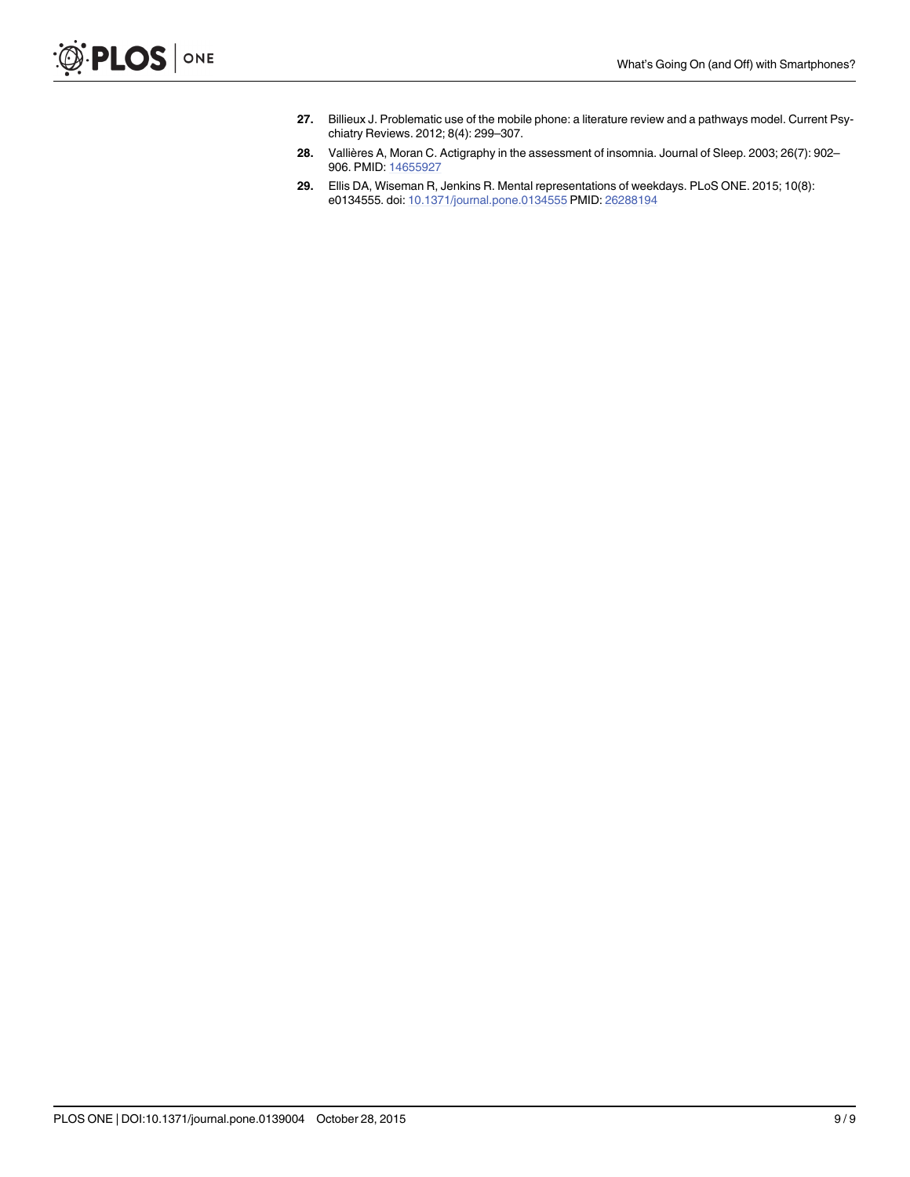27. Billieux J. Problematic use of the mobile phone: a literature review and a pathways model. Current Psychiatry Reviews. 2012; 8(4): 299–307.
28. Vallières A, Moran C. Actigraphy in the assessment of insomnia. Journal of Sleep. 2003; 26(7): 902–906. PMID: 14655927
29. Ellis DA, Wiseman R, Jenkins R. Mental representations of weekdays. PLoS ONE. 2015; 10(8): e0134555. doi: 10.1371/journal.pone.0134555 PMID: 26288194